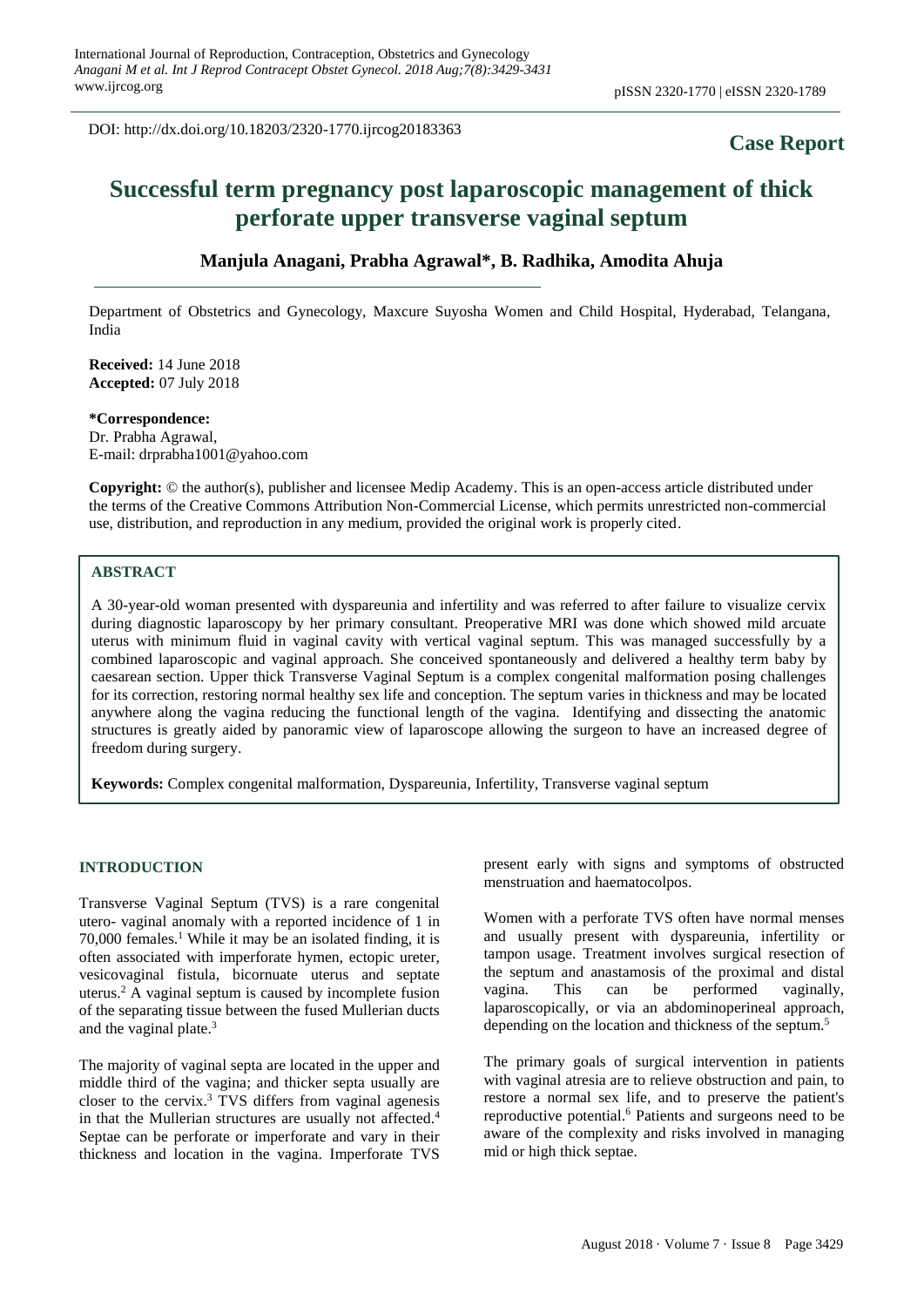DOI: http://dx.doi.org/10.18203/2320-1770.ijrcog20183363

**Case Report**

# Successful term pregnancy post laparoscopic management of thick perforate upper transverse vaginal septum

**Manjula Anagani, Prabha Agrawal\*, B. Radhika, Amodita Ahuja**

Department of Obstetrics and Gynecology, Maxcure Suyosha Women and Child Hospital, Hyderabad, Telangana, India

**Received:** 14 June 2018
**Accepted:** 07 July 2018

**\*Correspondence:**
Dr. Prabha Agrawal,
E-mail: drprabha1001@yahoo.com

**Copyright:** © the author(s), publisher and licensee Medip Academy. This is an open-access article distributed under the terms of the Creative Commons Attribution Non-Commercial License, which permits unrestricted non-commercial use, distribution, and reproduction in any medium, provided the original work is properly cited.

## ABSTRACT

A 30-year-old woman presented with dyspareunia and infertility and was referred to after failure to visualize cervix during diagnostic laparoscopy by her primary consultant. Preoperative MRI was done which showed mild arcuate uterus with minimum fluid in vaginal cavity with vertical vaginal septum. This was managed successfully by a combined laparoscopic and vaginal approach. She conceived spontaneously and delivered a healthy term baby by caesarean section. Upper thick Transverse Vaginal Septum is a complex congenital malformation posing challenges for its correction, restoring normal healthy sex life and conception. The septum varies in thickness and may be located anywhere along the vagina reducing the functional length of the vagina. Identifying and dissecting the anatomic structures is greatly aided by panoramic view of laparoscope allowing the surgeon to have an increased degree of freedom during surgery.

**Keywords:** Complex congenital malformation, Dyspareunia, Infertility, Transverse vaginal septum

## INTRODUCTION

Transverse Vaginal Septum (TVS) is a rare congenital utero- vaginal anomaly with a reported incidence of 1 in 70,000 females.[1] While it may be an isolated finding, it is often associated with imperforate hymen, ectopic ureter, vesicovaginal fistula, bicornuate uterus and septate uterus.[2] A vaginal septum is caused by incomplete fusion of the separating tissue between the fused Mullerian ducts and the vaginal plate.[3]

The majority of vaginal septa are located in the upper and middle third of the vagina; and thicker septa usually are closer to the cervix.[3] TVS differs from vaginal agenesis in that the Mullerian structures are usually not affected.[4] Septae can be perforate or imperforate and vary in their thickness and location in the vagina. Imperforate TVS present early with signs and symptoms of obstructed menstruation and haematocolpos.

Women with a perforate TVS often have normal menses and usually present with dyspareunia, infertility or tampon usage. Treatment involves surgical resection of the septum and anastamosis of the proximal and distal vagina. This can be performed vaginally, laparoscopically, or via an abdominoperineal approach, depending on the location and thickness of the septum.[5]

The primary goals of surgical intervention in patients with vaginal atresia are to relieve obstruction and pain, to restore a normal sex life, and to preserve the patient's reproductive potential.[6] Patients and surgeons need to be aware of the complexity and risks involved in managing mid or high thick septae.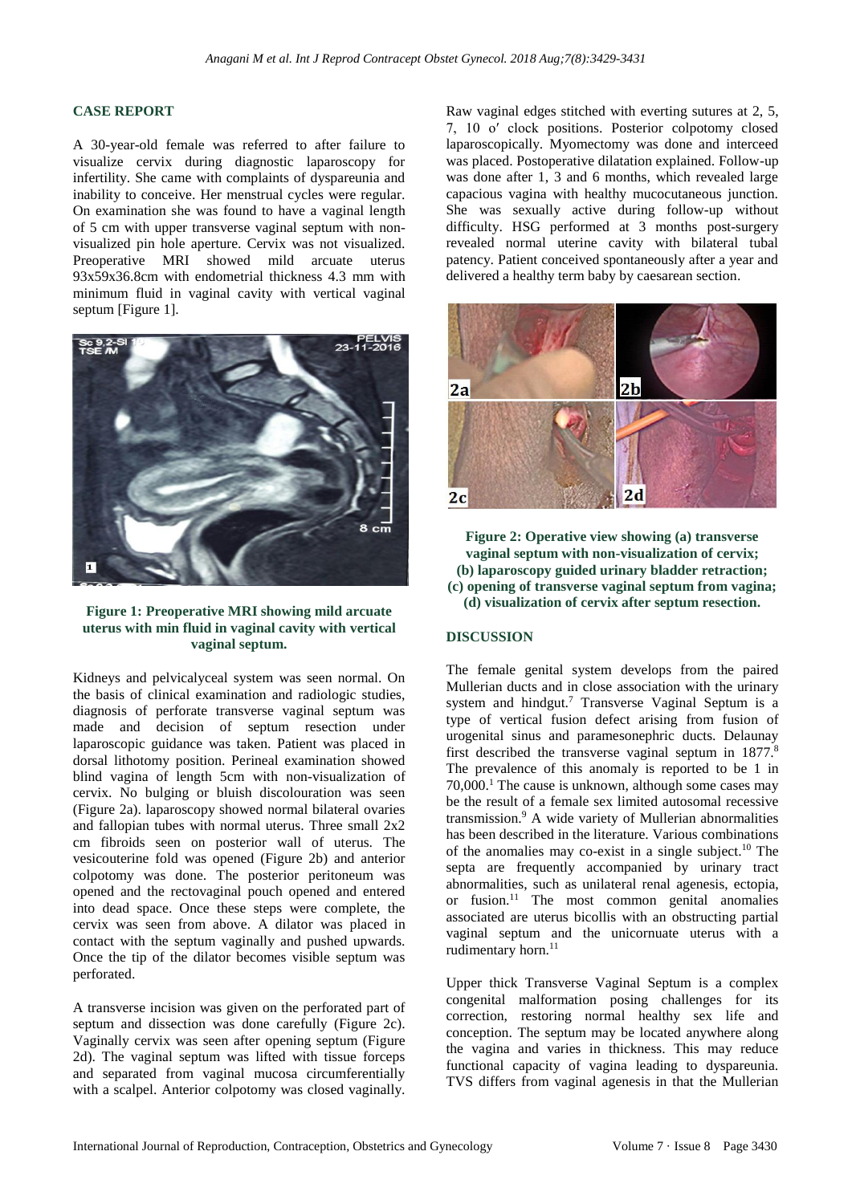## CASE REPORT

A 30-year-old female was referred to after failure to visualize cervix during diagnostic laparoscopy for infertility. She came with complaints of dyspareunia and inability to conceive. Her menstrual cycles were regular. On examination she was found to have a vaginal length of 5 cm with upper transverse vaginal septum with non-visualized pin hole aperture. Cervix was not visualized. Preoperative MRI showed mild arcuate uterus 93x59x36.8cm with endometrial thickness 4.3 mm with minimum fluid in vaginal cavity with vertical vaginal septum [Figure 1].

**Figure 1: Preoperative MRI showing mild arcuate uterus with min fluid in vaginal cavity with vertical vaginal septum.**

Kidneys and pelvicalyceal system was seen normal. On the basis of clinical examination and radiologic studies, diagnosis of perforate transverse vaginal septum was made and decision of septum resection under laparoscopic guidance was taken. Patient was placed in dorsal lithotomy position. Perineal examination showed blind vagina of length 5cm with non-visualization of cervix. No bulging or bluish discolouration was seen (Figure 2a). laparoscopy showed normal bilateral ovaries and fallopian tubes with normal uterus. Three small 2x2 cm fibroids seen on posterior wall of uterus. The vesicouterine fold was opened (Figure 2b) and anterior colpotomy was done. The posterior peritoneum was opened and the rectovaginal pouch opened and entered into dead space. Once these steps were complete, the cervix was seen from above. A dilator was placed in contact with the septum vaginally and pushed upwards. Once the tip of the dilator becomes visible septum was perforated.

A transverse incision was given on the perforated part of septum and dissection was done carefully (Figure 2c). Vaginally cervix was seen after opening septum (Figure 2d). The vaginal septum was lifted with tissue forceps and separated from vaginal mucosa circumferentially with a scalpel. Anterior colpotomy was closed vaginally. Raw vaginal edges stitched with everting sutures at 2, 5, 7, 10 o′ clock positions. Posterior colpotomy closed laparoscopically. Myomectomy was done and interceed was placed. Postoperative dilatation explained. Follow-up was done after 1, 3 and 6 months, which revealed large capacious vagina with healthy mucocutaneous junction. She was sexually active during follow-up without difficulty. HSG performed at 3 months post-surgery revealed normal uterine cavity with bilateral tubal patency. Patient conceived spontaneously after a year and delivered a healthy term baby by caesarean section.

**Figure 2: Operative view showing (a) transverse vaginal septum with non-visualization of cervix; (b) laparoscopy guided urinary bladder retraction; (c) opening of transverse vaginal septum from vagina; (d) visualization of cervix after septum resection.**

## DISCUSSION

The female genital system develops from the paired Mullerian ducts and in close association with the urinary system and hindgut.[7] Transverse Vaginal Septum is a type of vertical fusion defect arising from fusion of urogenital sinus and paramesonephric ducts. Delaunay first described the transverse vaginal septum in 1877.[8] The prevalence of this anomaly is reported to be 1 in 70,000.[1] The cause is unknown, although some cases may be the result of a female sex limited autosomal recessive transmission.[9] A wide variety of Mullerian abnormalities has been described in the literature. Various combinations of the anomalies may co-exist in a single subject.[10] The septa are frequently accompanied by urinary tract abnormalities, such as unilateral renal agenesis, ectopia, or fusion.[11] The most common genital anomalies associated are uterus bicollis with an obstructing partial vaginal septum and the unicornuate uterus with a rudimentary horn.[11]

Upper thick Transverse Vaginal Septum is a complex congenital malformation posing challenges for its correction, restoring normal healthy sex life and conception. The septum may be located anywhere along the vagina and varies in thickness. This may reduce functional capacity of vagina leading to dyspareunia. TVS differs from vaginal agenesis in that the Mullerian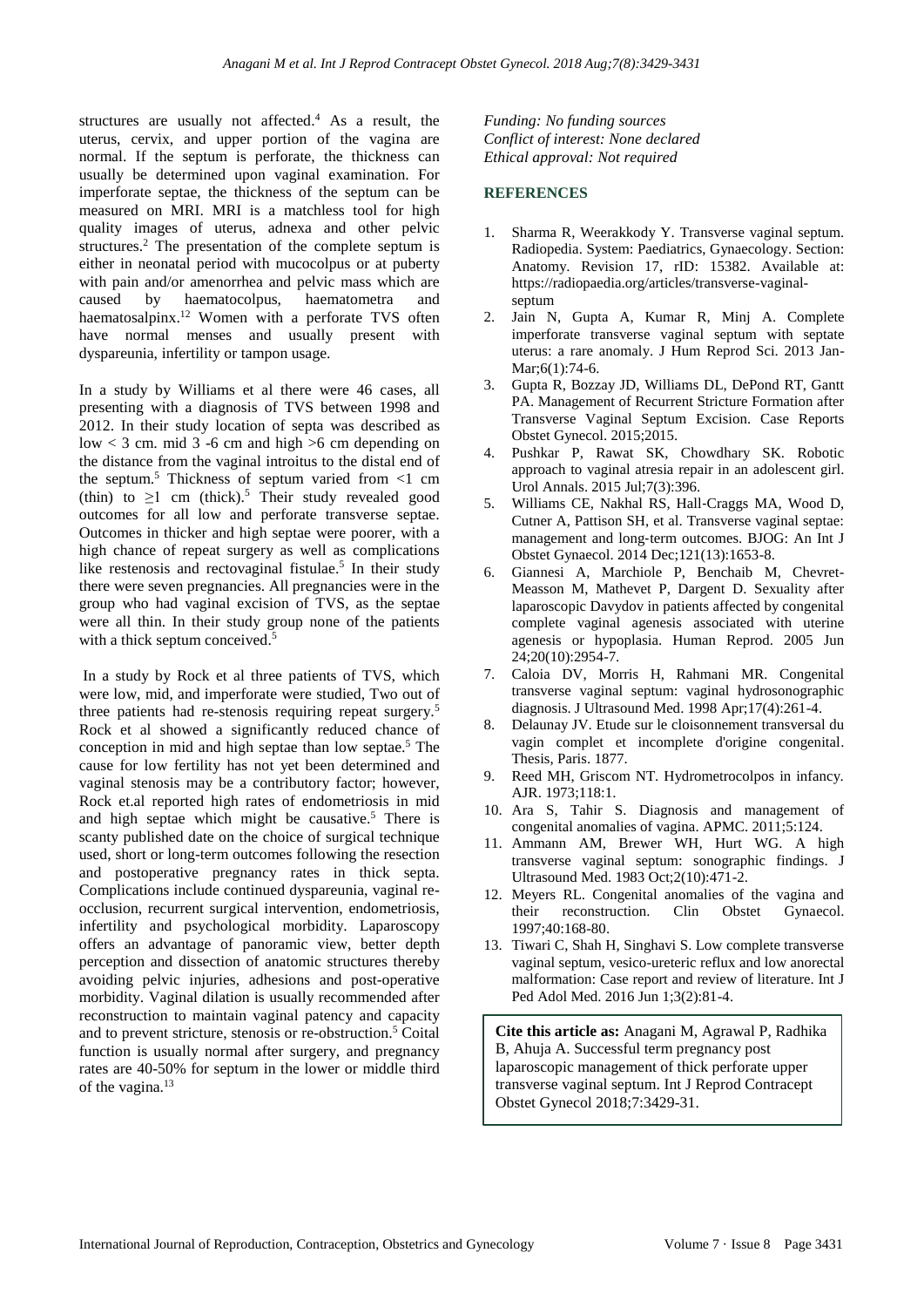structures are usually not affected.[4] As a result, the uterus, cervix, and upper portion of the vagina are normal. If the septum is perforate, the thickness can usually be determined upon vaginal examination. For imperforate septae, the thickness of the septum can be measured on MRI. MRI is a matchless tool for high quality images of uterus, adnexa and other pelvic structures.[2] The presentation of the complete septum is either in neonatal period with mucocolpus or at puberty with pain and/or amenorrhea and pelvic mass which are caused by haematocolpus, haematometra and haematosalpinx.[12] Women with a perforate TVS often have normal menses and usually present with dyspareunia, infertility or tampon usage.

In a study by Williams et al there were 46 cases, all presenting with a diagnosis of TVS between 1998 and 2012. In their study location of septa was described as low < 3 cm. mid 3 -6 cm and high >6 cm depending on the distance from the vaginal introitus to the distal end of the septum.[5] Thickness of septum varied from <1 cm (thin) to ≥1 cm (thick).[5] Their study revealed good outcomes for all low and perforate transverse septae. Outcomes in thicker and high septae were poorer, with a high chance of repeat surgery as well as complications like restenosis and rectovaginal fistulae.[5] In their study there were seven pregnancies. All pregnancies were in the group who had vaginal excision of TVS, as the septae were all thin. In their study group none of the patients with a thick septum conceived.[5]

In a study by Rock et al three patients of TVS, which were low, mid, and imperforate were studied, Two out of three patients had re-stenosis requiring repeat surgery.[5] Rock et al showed a significantly reduced chance of conception in mid and high septae than low septae.[5] The cause for low fertility has not yet been determined and vaginal stenosis may be a contributory factor; however, Rock et.al reported high rates of endometriosis in mid and high septae which might be causative.[5] There is scanty published date on the choice of surgical technique used, short or long-term outcomes following the resection and postoperative pregnancy rates in thick septa. Complications include continued dyspareunia, vaginal re-occlusion, recurrent surgical intervention, endometriosis, infertility and psychological morbidity. Laparoscopy offers an advantage of panoramic view, better depth perception and dissection of anatomic structures thereby avoiding pelvic injuries, adhesions and post-operative morbidity. Vaginal dilation is usually recommended after reconstruction to maintain vaginal patency and capacity and to prevent stricture, stenosis or re-obstruction.[5] Coital function is usually normal after surgery, and pregnancy rates are 40-50% for septum in the lower or middle third of the vagina.[13]

*Funding: No funding sources*
*Conflict of interest: None declared*
*Ethical approval: Not required*

## REFERENCES

1. Sharma R, Weerakkody Y. Transverse vaginal septum. Radiopedia. System: Paediatrics, Gynaecology. Section: Anatomy. Revision 17, rID: 15382. Available at: https://radiopaedia.org/articles/transverse-vaginal-septum
2. Jain N, Gupta A, Kumar R, Minj A. Complete imperforate transverse vaginal septum with septate uterus: a rare anomaly. J Hum Reprod Sci. 2013 Jan-Mar;6(1):74-6.
3. Gupta R, Bozzay JD, Williams DL, DePond RT, Gantt PA. Management of Recurrent Stricture Formation after Transverse Vaginal Septum Excision. Case Reports Obstet Gynecol. 2015;2015.
4. Pushkar P, Rawat SK, Chowdhary SK. Robotic approach to vaginal atresia repair in an adolescent girl. Urol Annals. 2015 Jul;7(3):396.
5. Williams CE, Nakhal RS, Hall-Craggs MA, Wood D, Cutner A, Pattison SH, et al. Transverse vaginal septae: management and long-term outcomes. BJOG: An Int J Obstet Gynaecol. 2014 Dec;121(13):1653-8.
6. Giannesi A, Marchiole P, Benchaib M, Chevret-Measson M, Mathevet P, Dargent D. Sexuality after laparoscopic Davydov in patients affected by congenital complete vaginal agenesis associated with uterine agenesis or hypoplasia. Human Reprod. 2005 Jun 24;20(10):2954-7.
7. Caloia DV, Morris H, Rahmani MR. Congenital transverse vaginal septum: vaginal hydrosonographic diagnosis. J Ultrasound Med. 1998 Apr;17(4):261-4.
8. Delaunay JV. Etude sur le cloisonnement transversal du vagin complet et incomplete d'origine congenital. Thesis, Paris. 1877.
9. Reed MH, Griscom NT. Hydrometrocolpos in infancy. AJR. 1973;118:1.
10. Ara S, Tahir S. Diagnosis and management of congenital anomalies of vagina. APMC. 2011;5:124.
11. Ammann AM, Brewer WH, Hurt WG. A high transverse vaginal septum: sonographic findings. J Ultrasound Med. 1983 Oct;2(10):471-2.
12. Meyers RL. Congenital anomalies of the vagina and their reconstruction. Clin Obstet Gynaecol. 1997;40:168-80.
13. Tiwari C, Shah H, Singhavi S. Low complete transverse vaginal septum, vesico-ureteric reflux and low anorectal malformation: Case report and review of literature. Int J Ped Adol Med. 2016 Jun 1;3(2):81-4.

**Cite this article as:** Anagani M, Agrawal P, Radhika B, Ahuja A. Successful term pregnancy post laparoscopic management of thick perforate upper transverse vaginal septum. Int J Reprod Contracept Obstet Gynecol 2018;7:3429-31.